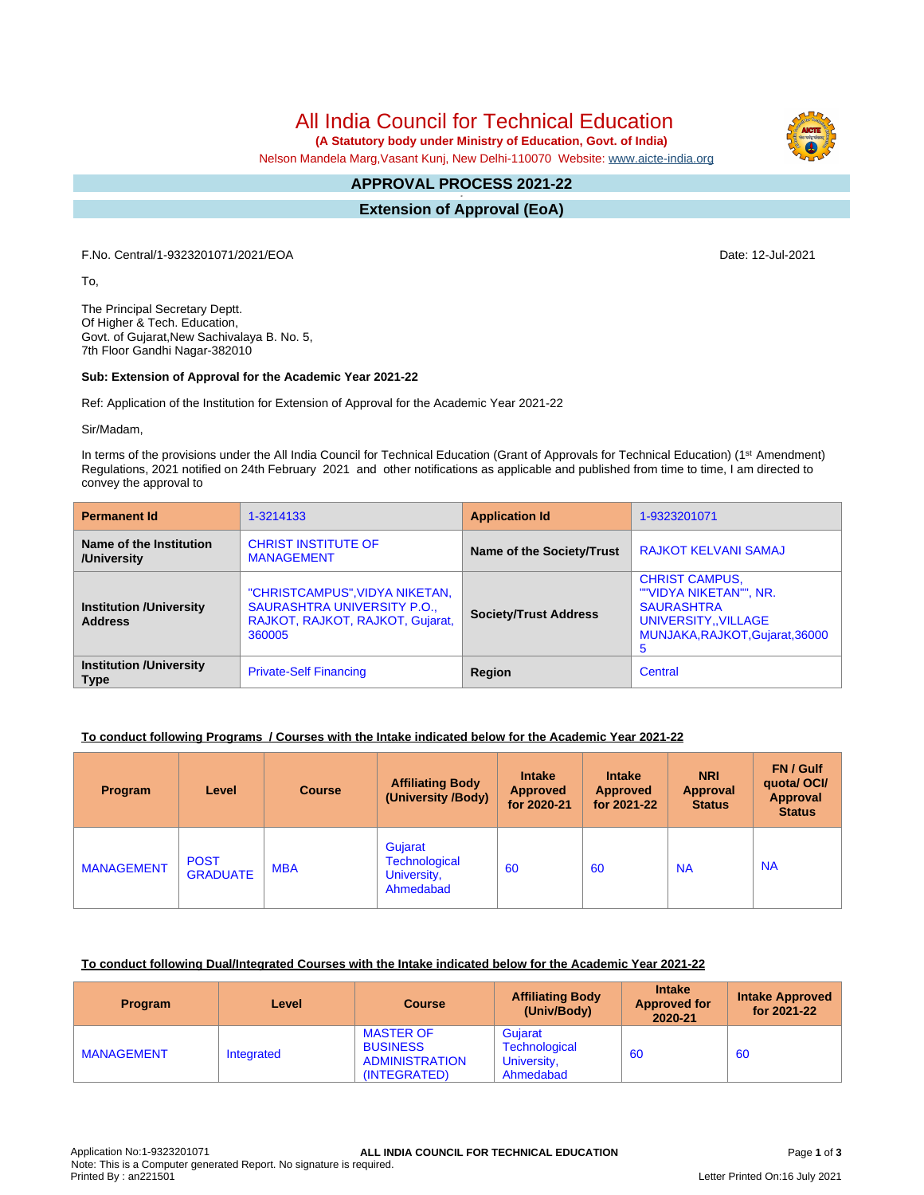# All India Council for Technical Education

**(A Statutory body under Ministry of Education, Govt. of India)**

Nelson Mandela Marg,Vasant Kunj, New Delhi-110070 Website: www.aicte-india.org

## APPROVAL PROCESS 2021-22

## Extension of Approval (EoA)

F.No. Central/1-9323201071/2021/EOA

Date: 12-Jul-2021

To,

The Principal Secretary Deptt.
Of Higher & Tech. Education,
Govt. of Gujarat,New Sachivalaya B. No. 5,
7th Floor Gandhi Nagar-382010

**Sub: Extension of Approval for the Academic Year 2021-22**

Ref: Application of the Institution for Extension of Approval for the Academic Year 2021-22

Sir/Madam,

In terms of the provisions under the All India Council for Technical Education (Grant of Approvals for Technical Education) (1st Amendment) Regulations, 2021 notified on 24th February 2021 and other notifications as applicable and published from time to time, I am directed to convey the approval to

| **Permanent Id** | 1-3214133 | **Application Id** | 1-9323201071 |
|---|---|---|---|
| **Name of the Institution /University** | CHRIST INSTITUTE OF MANAGEMENT | **Name of the Society/Trust** | RAJKOT KELVANI SAMAJ |
| **Institution /University Address** | "CHRISTCAMPUS",VIDYA NIKETAN, SAURASHTRA UNIVERSITY P.O., RAJKOT, RAJKOT, RAJKOT, Gujarat, 360005 | **Society/Trust Address** | CHRIST CAMPUS, ""VIDYA NIKETAN"", NR. SAURASHTRA UNIVERSITY,,VILLAGE MUNJAKA,RAJKOT,Gujarat,360005 |
| **Institution /University Type** | Private-Self Financing | **Region** | Central |

**To conduct following Programs / Courses with the Intake indicated below for the Academic Year 2021-22**

| Program | Level | Course | Affiliating Body (University /Body) | Intake Approved for 2020-21 | Intake Approved for 2021-22 | NRI Approval Status | FN / Gulf quota/ OCI/ Approval Status |
|---|---|---|---|---|---|---|---|
| MANAGEMENT | POST GRADUATE | MBA | Gujarat Technological University, Ahmedabad | 60 | 60 | NA | NA |

**To conduct following Dual/Integrated Courses with the Intake indicated below for the Academic Year 2021-22**

| Program | Level | Course | Affiliating Body (Univ/Body) | Intake Approved for 2020-21 | Intake Approved for 2021-22 |
|---|---|---|---|---|---|
| MANAGEMENT | Integrated | MASTER OF BUSINESS ADMINISTRATION (INTEGRATED) | Gujarat Technological University, Ahmedabad | 60 | 60 |

Application No:1-9323201071
Note: This is a Computer generated Report. No signature is required.
Printed By : an221501

Letter Printed On:16 July 2021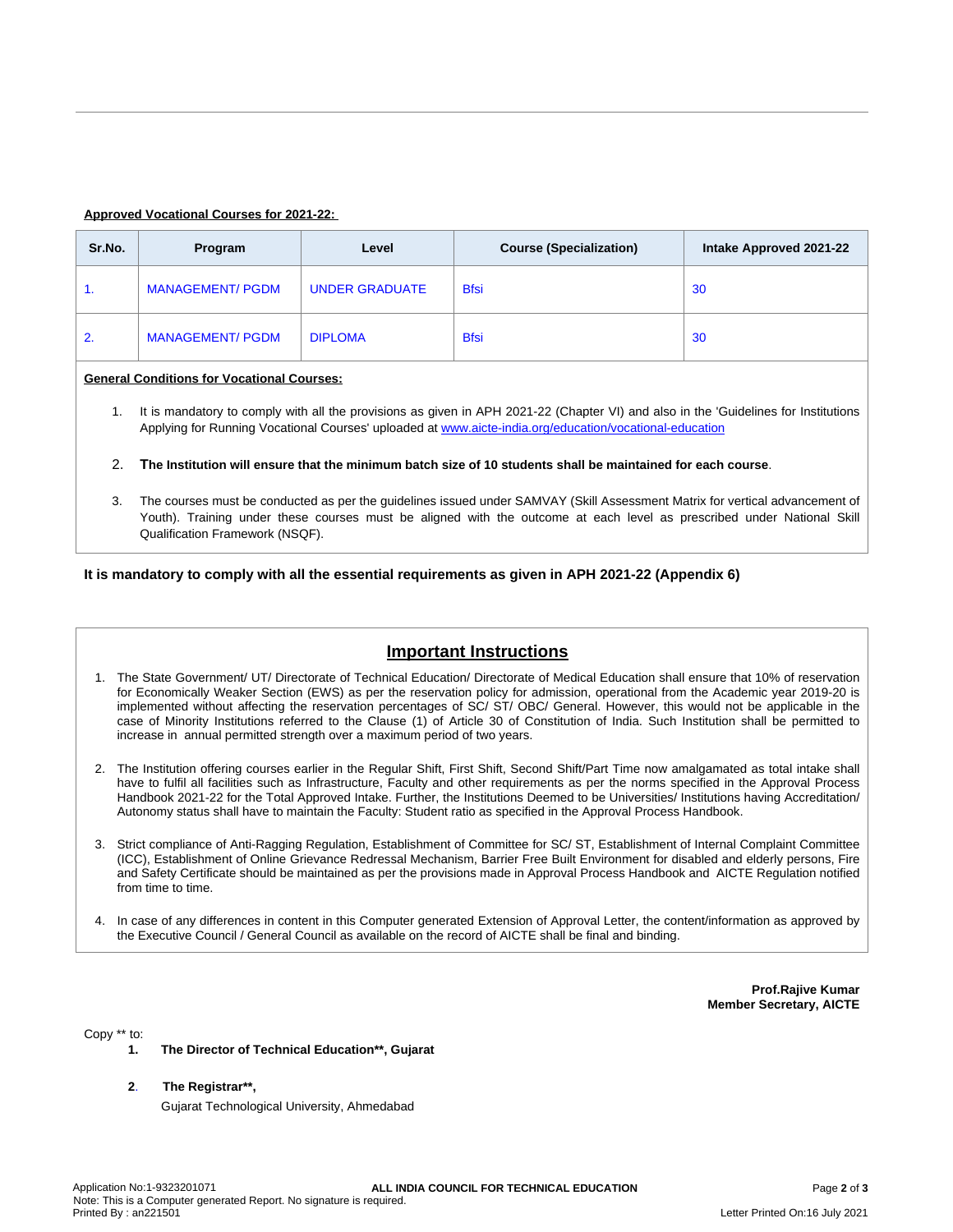**Approved Vocational Courses for 2021-22:**

| Sr.No. | Program | Level | Course (Specialization) | Intake Approved 2021-22 |
|---|---|---|---|---|
| 1. | MANAGEMENT/ PGDM | UNDER GRADUATE | Bfsi | 30 |
| 2. | MANAGEMENT/ PGDM | DIPLOMA | Bfsi | 30 |

**General Conditions for Vocational Courses:**

1. It is mandatory to comply with all the provisions as given in APH 2021-22 (Chapter VI) and also in the 'Guidelines for Institutions Applying for Running Vocational Courses' uploaded at www.aicte-india.org/education/vocational-education
2. **The Institution will ensure that the minimum batch size of 10 students shall be maintained for each course**.
3. The courses must be conducted as per the guidelines issued under SAMVAY (Skill Assessment Matrix for vertical advancement of Youth). Training under these courses must be aligned with the outcome at each level as prescribed under National Skill Qualification Framework (NSQF).

**It is mandatory to comply with all the essential requirements as given in APH 2021-22 (Appendix 6)**

## Important Instructions

1. The State Government/ UT/ Directorate of Technical Education/ Directorate of Medical Education shall ensure that 10% of reservation for Economically Weaker Section (EWS) as per the reservation policy for admission, operational from the Academic year 2019-20 is implemented without affecting the reservation percentages of SC/ ST/ OBC/ General. However, this would not be applicable in the case of Minority Institutions referred to the Clause (1) of Article 30 of Constitution of India. Such Institution shall be permitted to increase in annual permitted strength over a maximum period of two years.
2. The Institution offering courses earlier in the Regular Shift, First Shift, Second Shift/Part Time now amalgamated as total intake shall have to fulfil all facilities such as Infrastructure, Faculty and other requirements as per the norms specified in the Approval Process Handbook 2021-22 for the Total Approved Intake. Further, the Institutions Deemed to be Universities/ Institutions having Accreditation/ Autonomy status shall have to maintain the Faculty: Student ratio as specified in the Approval Process Handbook.
3. Strict compliance of Anti-Ragging Regulation, Establishment of Committee for SC/ ST, Establishment of Internal Complaint Committee (ICC), Establishment of Online Grievance Redressal Mechanism, Barrier Free Built Environment for disabled and elderly persons, Fire and Safety Certificate should be maintained as per the provisions made in Approval Process Handbook and AICTE Regulation notified from time to time.
4. In case of any differences in content in this Computer generated Extension of Approval Letter, the content/information as approved by the Executive Council / General Council as available on the record of AICTE shall be final and binding.

**Prof.Rajive Kumar**
**Member Secretary, AICTE**

Copy ** to:

1. **The Director of Technical Education**, Gujarat**
2. **The Registrar**,**
   Gujarat Technological University, Ahmedabad

Application No:1-9323201071
Note: This is a Computer generated Report. No signature is required.
Printed By : an221501
Letter Printed On:16 July 2021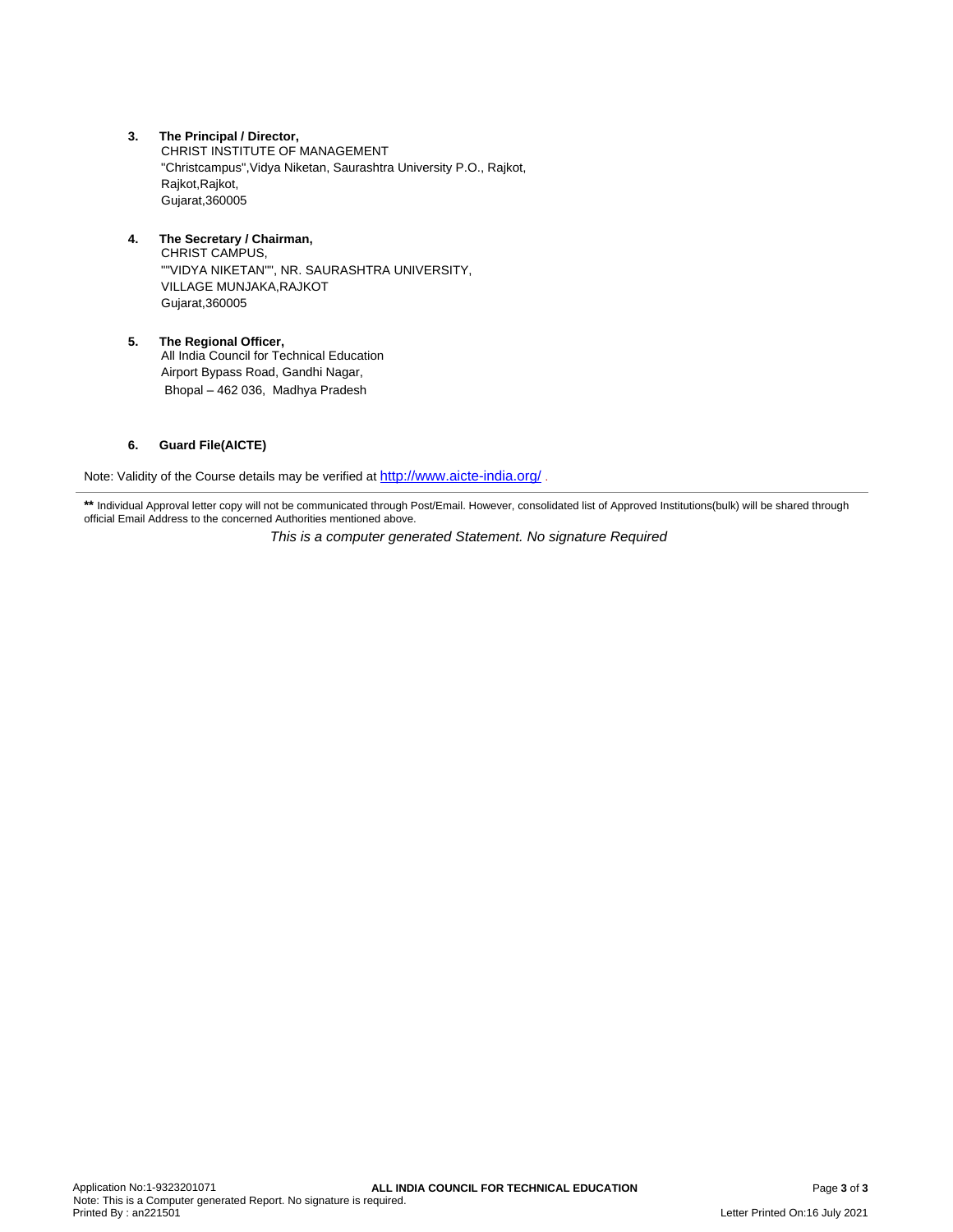3. **The Principal / Director,**
   CHRIST INSTITUTE OF MANAGEMENT
   "Christcampus",Vidya Niketan, Saurashtra University P.O., Rajkot,
   Rajkot,Rajkot,
   Gujarat,360005

4. **The Secretary / Chairman,**
   CHRIST CAMPUS,
   ""VIDYA NIKETAN"", NR. SAURASHTRA UNIVERSITY,
   VILLAGE MUNJAKA,RAJKOT
   Gujarat,360005

5. **The Regional Officer,**
   All India Council for Technical Education
   Airport Bypass Road, Gandhi Nagar,
   Bhopal – 462 036, Madhya Pradesh

6. **Guard File(AICTE)**

Note: Validity of the Course details may be verified at http://www.aicte-india.org/ .

---

**\*\*** Individual Approval letter copy will not be communicated through Post/Email. However, consolidated list of Approved Institutions(bulk) will be shared through official Email Address to the concerned Authorities mentioned above.

*This is a computer generated Statement. No signature Required*

Application No:1-9323201071
Note: This is a Computer generated Report. No signature is required.
Printed By : an221501

**ALL INDIA COUNCIL FOR TECHNICAL EDUCATION**

Letter Printed On:16 July 2021